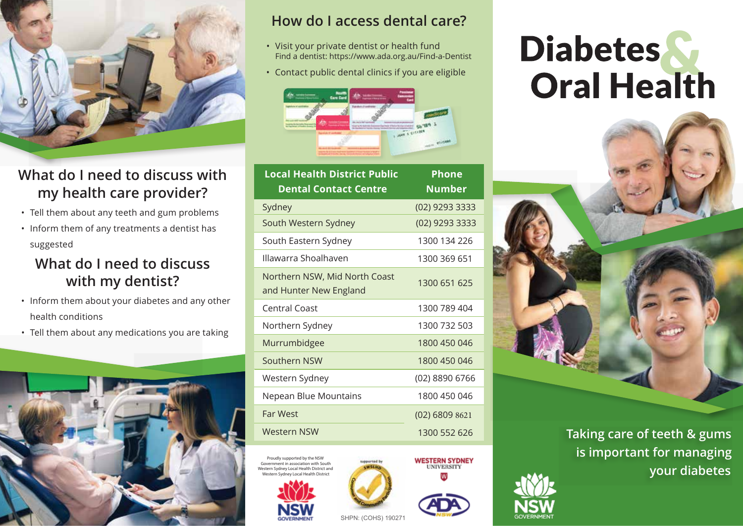# Diabetes & Oral Health

Taking care of teeth & gums is important for managing your diabetes

## What do I need to discuss with my health care provider?

- Tell them about any teeth and gum problems
- Inform them of any treatments a dentist has suggested

## What do I need to discuss with my dentist?

- Inform them about your diabetes and any other health conditions
- Tell them about any medications you are taking

## How do I access dental care?

- Visit your private dentist or health fund
  Find a dentist: https://www.ada.org.au/Find-a-Dentist
- Contact public dental clinics if you are eligible

| Local Health District Public Dental Contact Centre | Phone Number |
|---|---|
| Sydney | (02) 9293 3333 |
| South Western Sydney | (02) 9293 3333 |
| South Eastern Sydney | 1300 134 226 |
| Illawarra Shoalhaven | 1300 369 651 |
| Northern NSW, Mid North Coast and Hunter New England | 1300 651 625 |
| Central Coast | 1300 789 404 |
| Northern Sydney | 1300 732 503 |
| Murrumbidgee | 1800 450 046 |
| Southern NSW | 1800 450 046 |
| Western Sydney | (02) 8890 6766 |
| Nepean Blue Mountains | 1800 450 046 |
| Far West | (02) 6809 8621 |
| Western NSW | 1300 552 626 |

Proudly supported by the NSW Government in association with South Western Sydney Local Health District and Western Sydney Local Health District

NSW GOVERNMENT

supported by SWSLHD Consumer and Community Participation

WESTERN SYDNEY UNIVERSITY

ADA NSW

SHPN: (COHS) 190271

NSW GOVERNMENT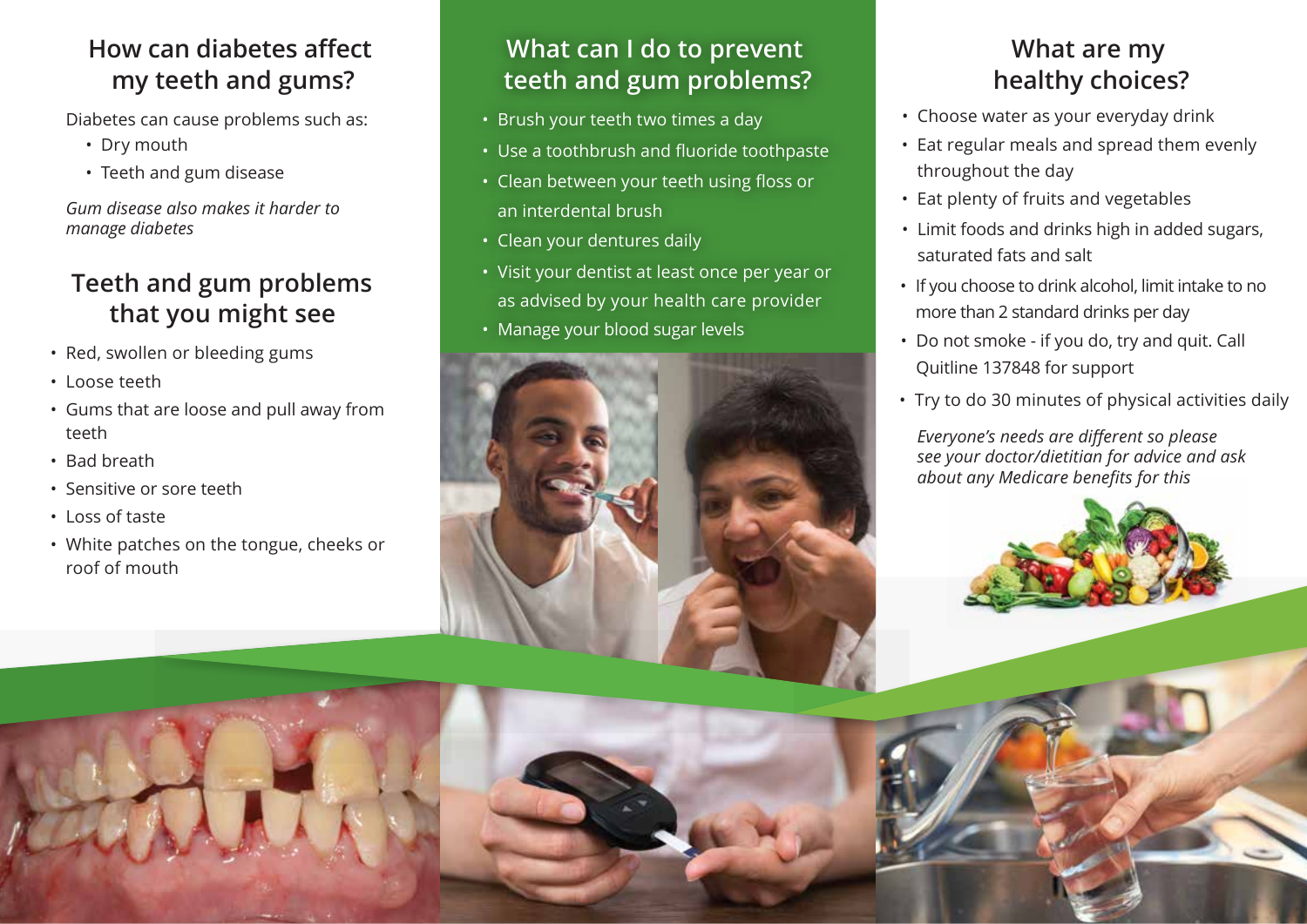## How can diabetes affect my teeth and gums?

Diabetes can cause problems such as:

- Dry mouth
- Teeth and gum disease

*Gum disease also makes it harder to manage diabetes*

## Teeth and gum problems that you might see

- Red, swollen or bleeding gums
- Loose teeth
- Gums that are loose and pull away from teeth
- Bad breath
- Sensitive or sore teeth
- Loss of taste
- White patches on the tongue, cheeks or roof of mouth

## What can I do to prevent teeth and gum problems?

- Brush your teeth two times a day
- Use a toothbrush and fluoride toothpaste
- Clean between your teeth using floss or an interdental brush
- Clean your dentures daily
- Visit your dentist at least once per year or as advised by your health care provider
- Manage your blood sugar levels

## What are my healthy choices?

- Choose water as your everyday drink
- Eat regular meals and spread them evenly throughout the day
- Eat plenty of fruits and vegetables
- Limit foods and drinks high in added sugars, saturated fats and salt
- If you choose to drink alcohol, limit intake to no more than 2 standard drinks per day
- Do not smoke - if you do, try and quit. Call Quitline 137848 for support
- Try to do 30 minutes of physical activities daily

*Everyone's needs are different so please see your doctor/dietitian for advice and ask about any Medicare benefits for this*